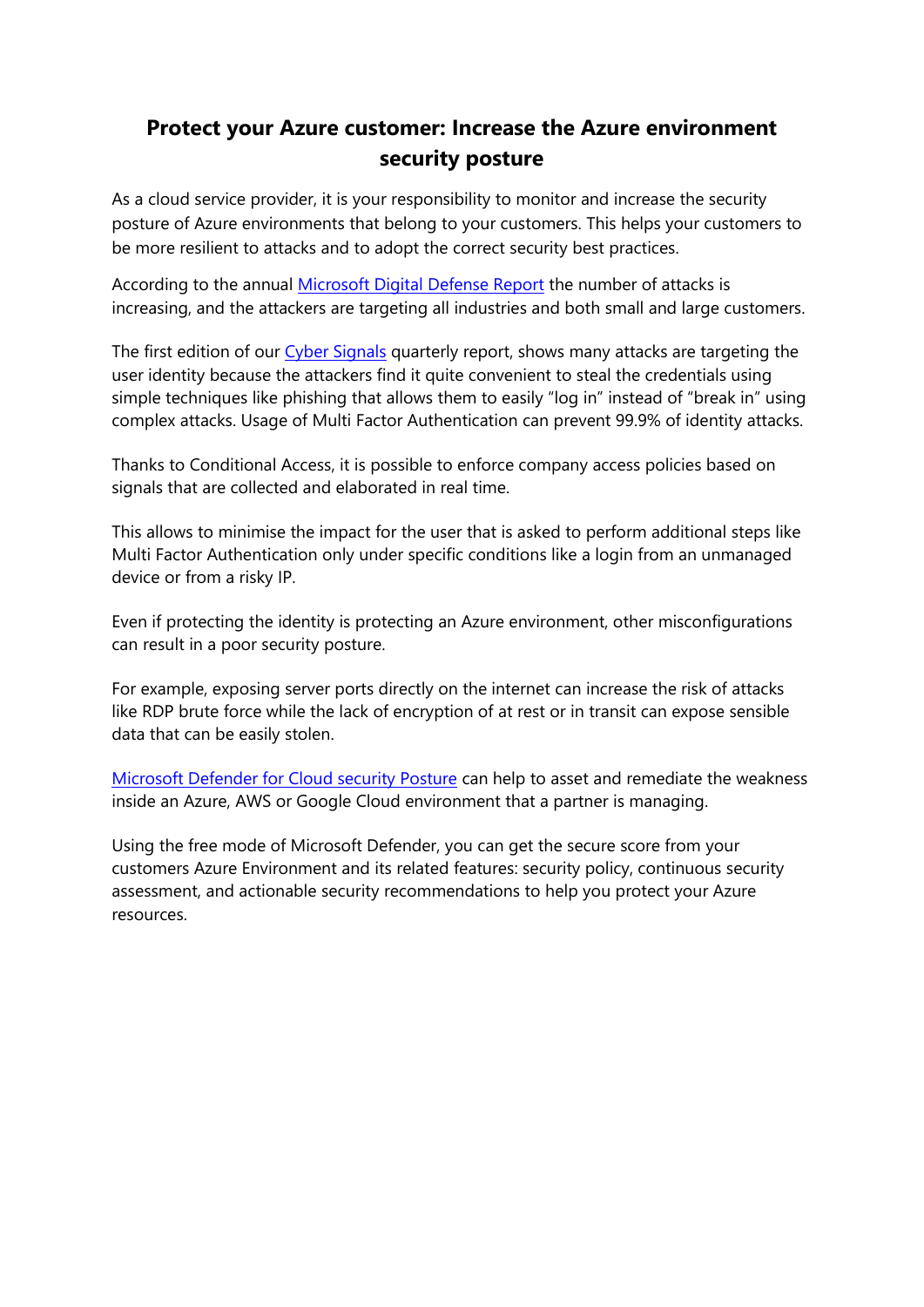# Protect your Azure customer: Increase the Azure environment security posture

As a cloud service provider, it is your responsibility to monitor and increase the security posture of Azure environments that belong to your customers. This helps your customers to be more resilient to attacks and to adopt the correct security best practices.

According to the annual [Microsoft Digital Defense Report]() the number of attacks is increasing, and the attackers are targeting all industries and both small and large customers.

The first edition of our [Cyber Signals]() quarterly report, shows many attacks are targeting the user identity because the attackers find it quite convenient to steal the credentials using simple techniques like phishing that allows them to easily "log in" instead of "break in" using complex attacks. Usage of Multi Factor Authentication can prevent 99.9% of identity attacks.

Thanks to Conditional Access, it is possible to enforce company access policies based on signals that are collected and elaborated in real time.

This allows to minimise the impact for the user that is asked to perform additional steps like Multi Factor Authentication only under specific conditions like a login from an unmanaged device or from a risky IP.

Even if protecting the identity is protecting an Azure environment, other misconfigurations can result in a poor security posture.

For example, exposing server ports directly on the internet can increase the risk of attacks like RDP brute force while the lack of encryption of at rest or in transit can expose sensible data that can be easily stolen.

[Microsoft Defender for Cloud security Posture]() can help to asset and remediate the weakness inside an Azure, AWS or Google Cloud environment that a partner is managing.

Using the free mode of Microsoft Defender, you can get the secure score from your customers Azure Environment and its related features: security policy, continuous security assessment, and actionable security recommendations to help you protect your Azure resources.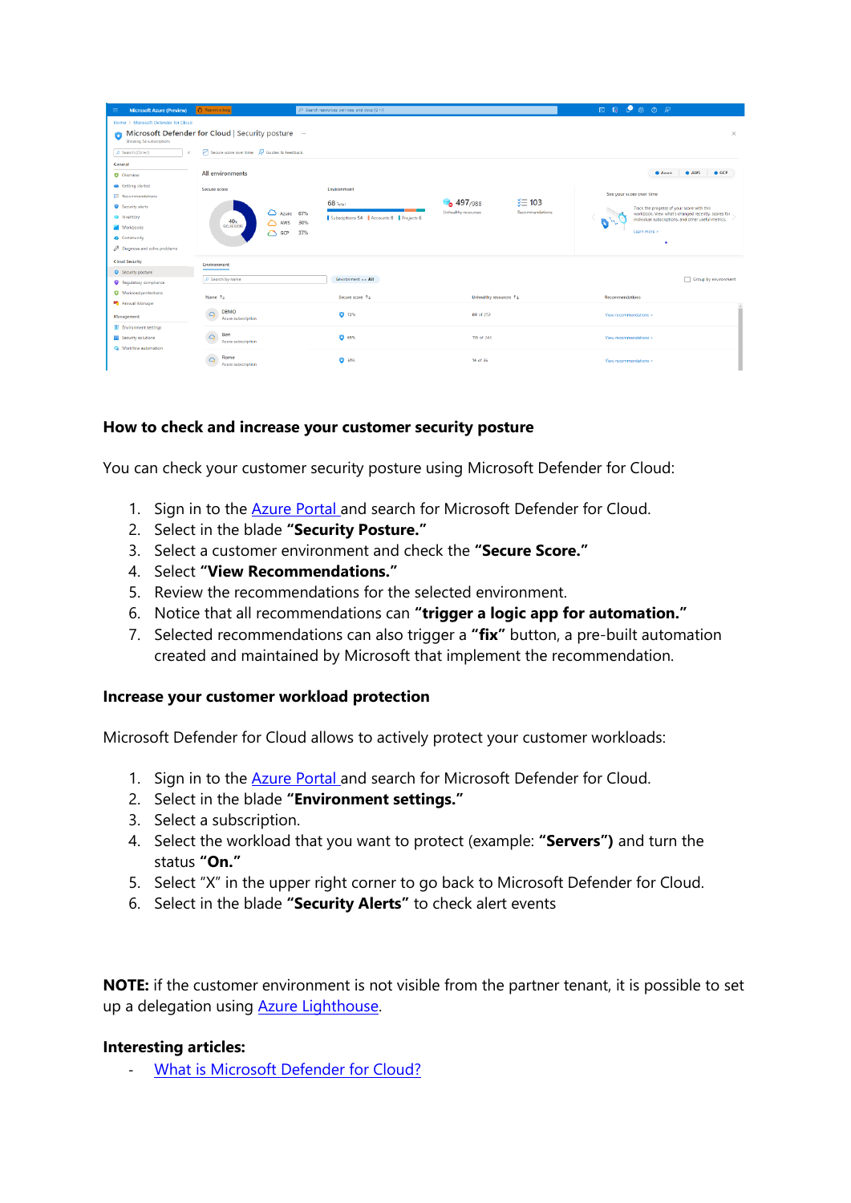### How to check and increase your customer security posture

You can check your customer security posture using Microsoft Defender for Cloud:

1. Sign in to the [Azure Portal](#) and search for Microsoft Defender for Cloud.
2. Select in the blade **"Security Posture."**
3. Select a customer environment and check the **"Secure Score."**
4. Select **"View Recommendations."**
5. Review the recommendations for the selected environment.
6. Notice that all recommendations can **"trigger a logic app for automation."**
7. Selected recommendations can also trigger a **"fix"** button, a pre-built automation created and maintained by Microsoft that implement the recommendation.

### Increase your customer workload protection

Microsoft Defender for Cloud allows to actively protect your customer workloads:

1. Sign in to the [Azure Portal](#) and search for Microsoft Defender for Cloud.
2. Select in the blade **"Environment settings."**
3. Select a subscription.
4. Select the workload that you want to protect (example: **"Servers")** and turn the status **"On."**
5. Select "X" in the upper right corner to go back to Microsoft Defender for Cloud.
6. Select in the blade **"Security Alerts"** to check alert events

**NOTE:** if the customer environment is not visible from the partner tenant, it is possible to set up a delegation using [Azure Lighthouse](#).

**Interesting articles:**

- [What is Microsoft Defender for Cloud?](#)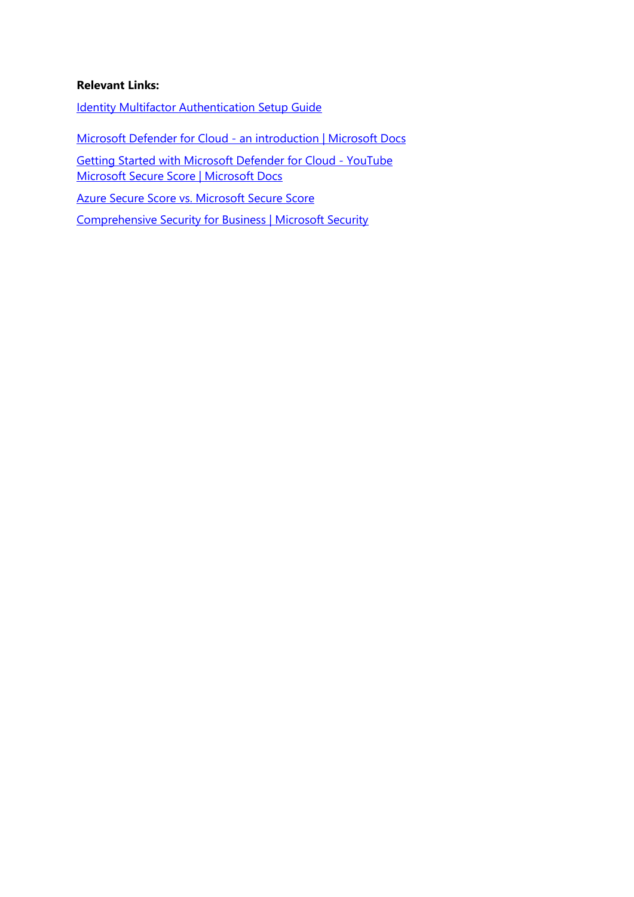**Relevant Links:**

Identity Multifactor Authentication Setup Guide

Microsoft Defender for Cloud - an introduction | Microsoft Docs

Getting Started with Microsoft Defender for Cloud - YouTube
Microsoft Secure Score | Microsoft Docs

Azure Secure Score vs. Microsoft Secure Score

Comprehensive Security for Business | Microsoft Security